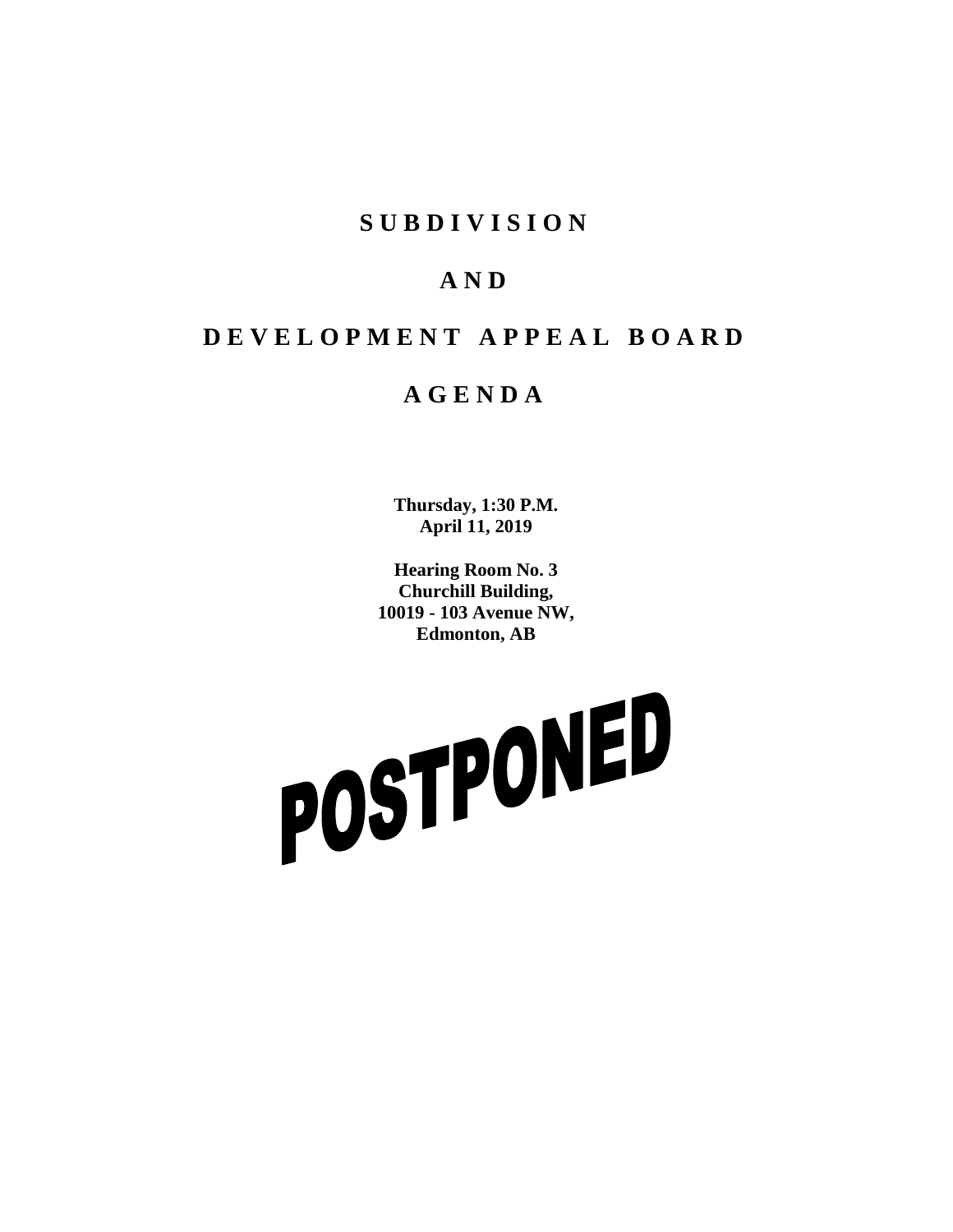# S U B D I V I S I O N

# A N D

# D E V E L O P M E N T  A P P E A L  B O A R D

# A G E N D A

**Thursday, 1:30 P.M.**
**April 11, 2019**

**Hearing Room No. 3**
**Churchill Building,**
**10019 - 103 Avenue NW,**
**Edmonton, AB**

**POSTPONED**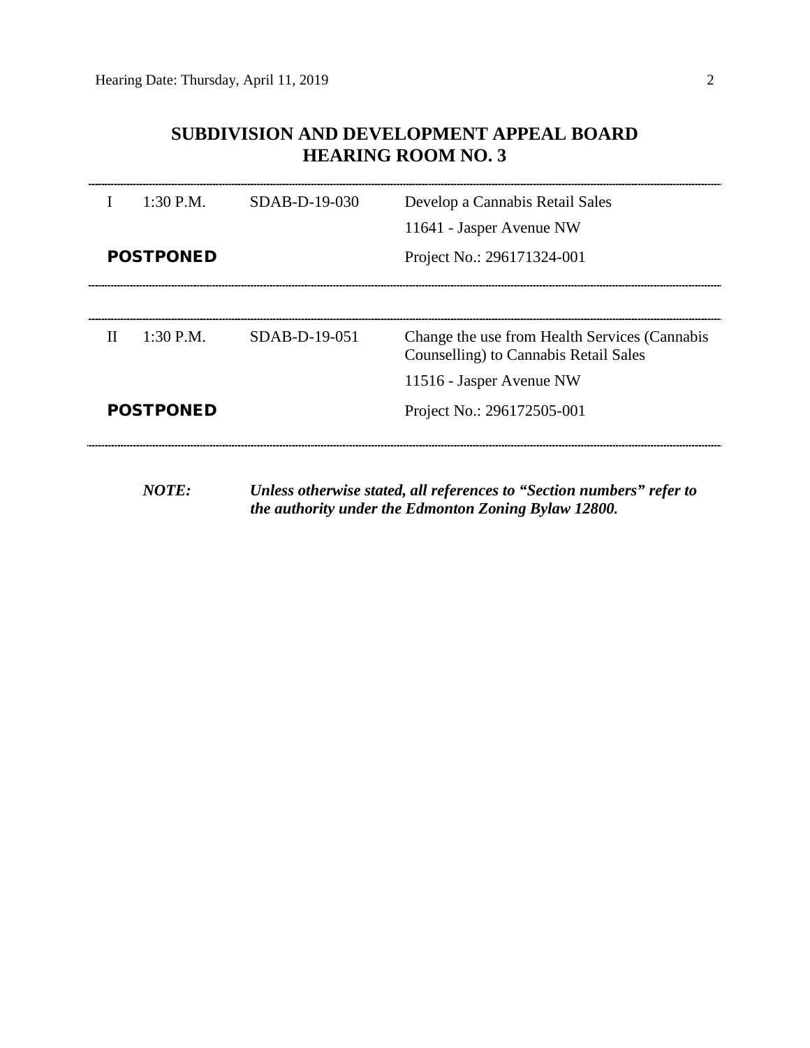## SUBDIVISION AND DEVELOPMENT APPEAL BOARD
## HEARING ROOM NO. 3

---

| | | | |
|---|---|---|---|
| I | 1:30 P.M. | SDAB-D-19-030 | Develop a Cannabis Retail Sales |
| | | | 11641 - Jasper Avenue NW |
| **POSTPONED** | | | Project No.: 296171324-001 |

---

| | | | |
|---|---|---|---|
| II | 1:30 P.M. | SDAB-D-19-051 | Change the use from Health Services (Cannabis Counselling) to Cannabis Retail Sales |
| | | | 11516 - Jasper Avenue NW |
| **POSTPONED** | | | Project No.: 296172505-001 |

---

***NOTE:*** ***Unless otherwise stated, all references to "Section numbers" refer to the authority under the Edmonton Zoning Bylaw 12800.***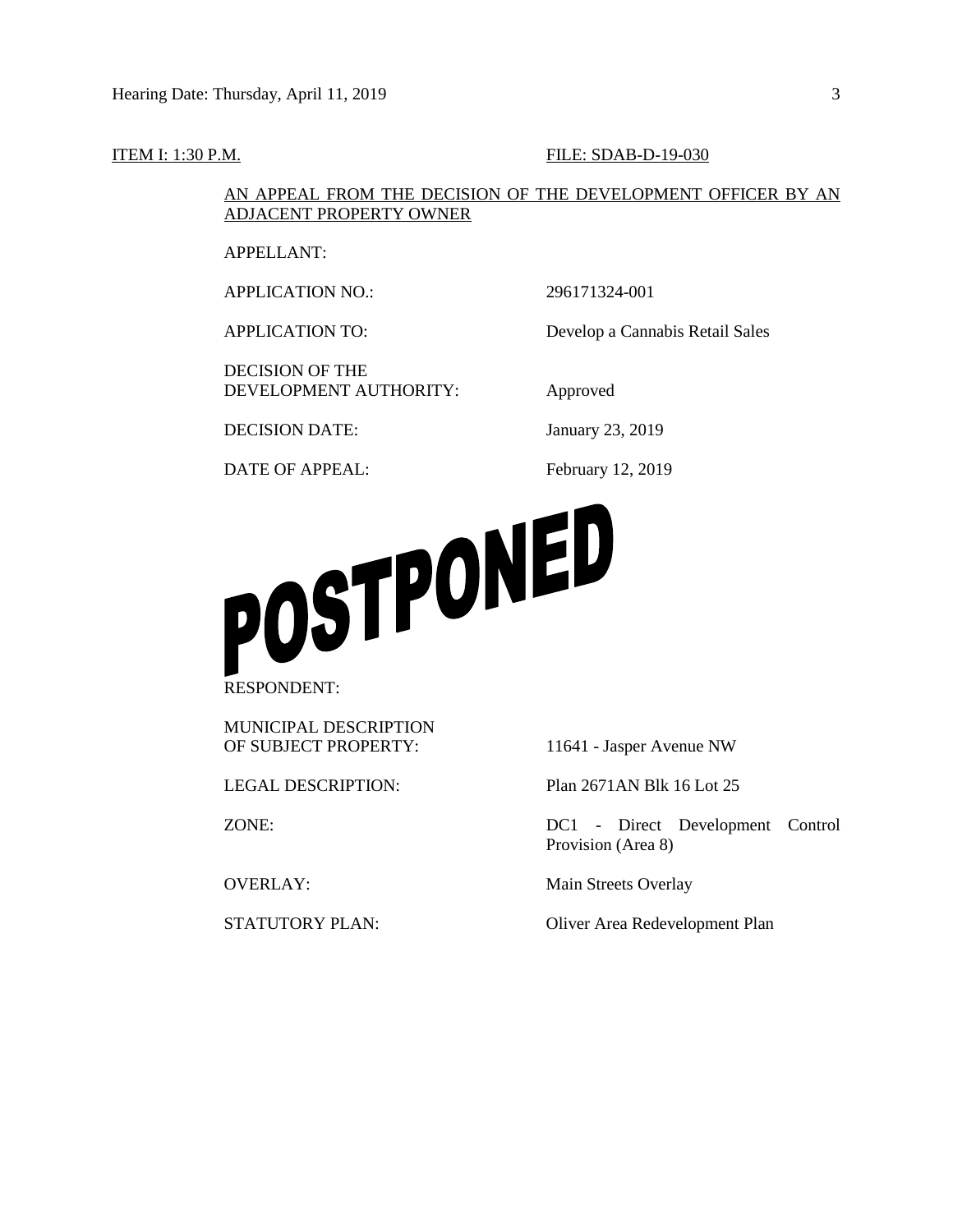ITEM I: 1:30 P.M. FILE: SDAB-D-19-030

AN APPEAL FROM THE DECISION OF THE DEVELOPMENT OFFICER BY AN ADJACENT PROPERTY OWNER

| | |
|---|---|
| APPELLANT: | |
| APPLICATION NO.: | 296171324-001 |
| APPLICATION TO: | Develop a Cannabis Retail Sales |
| DECISION OF THE DEVELOPMENT AUTHORITY: | Approved |
| DECISION DATE: | January 23, 2019 |
| DATE OF APPEAL: | February 12, 2019 |

**POSTPONED**

| | |
|---|---|
| RESPONDENT: | |
| MUNICIPAL DESCRIPTION OF SUBJECT PROPERTY: | 11641 - Jasper Avenue NW |
| LEGAL DESCRIPTION: | Plan 2671AN Blk 16 Lot 25 |
| ZONE: | DC1 - Direct Development Control Provision (Area 8) |
| OVERLAY: | Main Streets Overlay |
| STATUTORY PLAN: | Oliver Area Redevelopment Plan |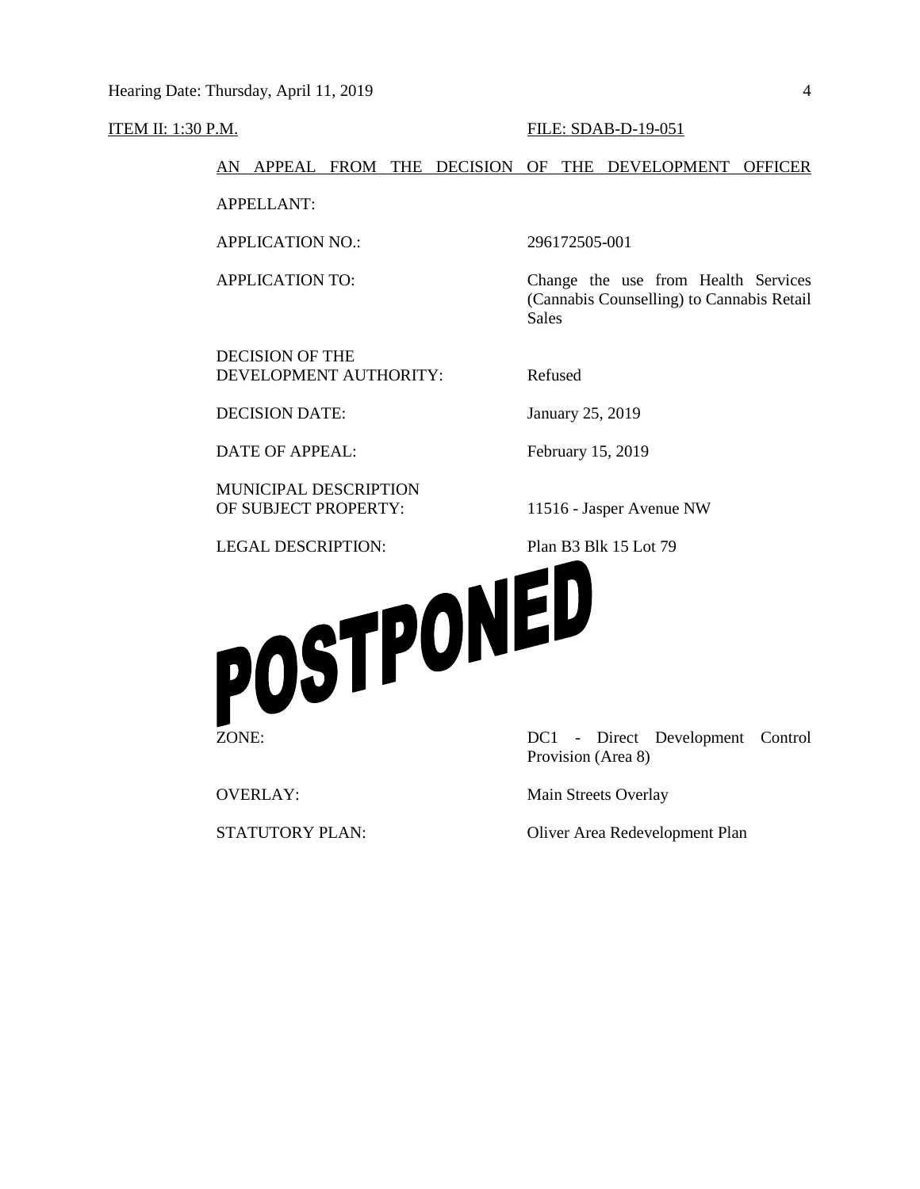ITEM II: 1:30 P.M. FILE: SDAB-D-19-051

AN APPEAL FROM THE DECISION OF THE DEVELOPMENT OFFICER

| | |
|---|---|
| APPELLANT: | |
| APPLICATION NO.: | 296172505-001 |
| APPLICATION TO: | Change the use from Health Services (Cannabis Counselling) to Cannabis Retail Sales |
| DECISION OF THE DEVELOPMENT AUTHORITY: | Refused |
| DECISION DATE: | January 25, 2019 |
| DATE OF APPEAL: | February 15, 2019 |
| MUNICIPAL DESCRIPTION OF SUBJECT PROPERTY: | 11516 - Jasper Avenue NW |
| LEGAL DESCRIPTION: | Plan B3 Blk 15 Lot 79 |

POSTPONED

| | |
|---|---|
| ZONE: | DC1 - Direct Development Control Provision (Area 8) |
| OVERLAY: | Main Streets Overlay |
| STATUTORY PLAN: | Oliver Area Redevelopment Plan |